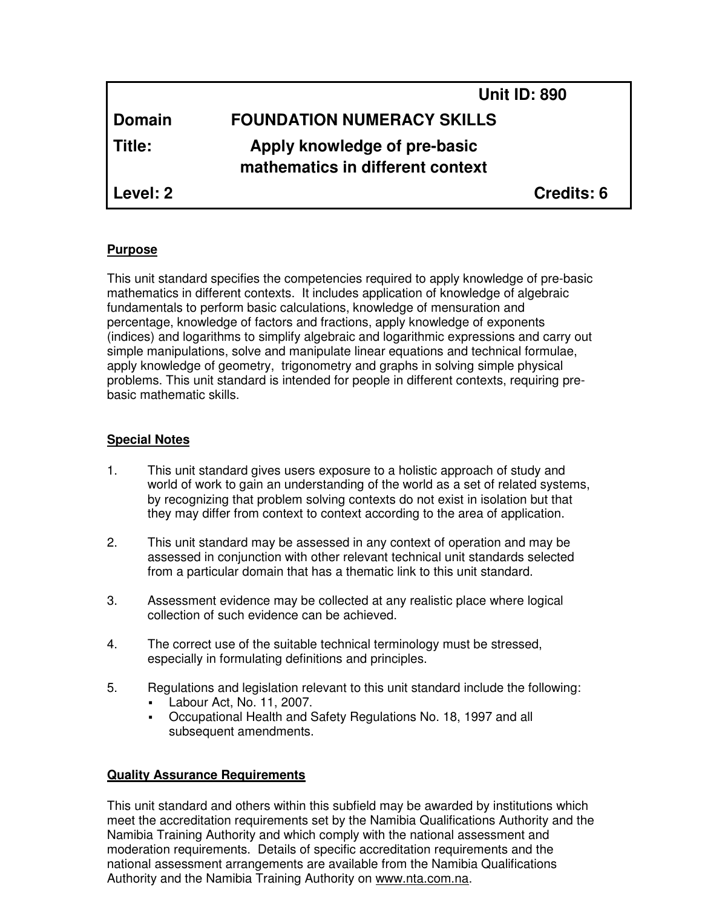| | Unit ID: 890 |
|---|---|
| **Domain** | **FOUNDATION NUMERACY SKILLS** |
| **Title:** | **Apply knowledge of pre-basic mathematics in different context** |
| **Level: 2** | **Credits: 6** |

**Purpose**

This unit standard specifies the competencies required to apply knowledge of pre-basic mathematics in different contexts. It includes application of knowledge of algebraic fundamentals to perform basic calculations, knowledge of mensuration and percentage, knowledge of factors and fractions, apply knowledge of exponents (indices) and logarithms to simplify algebraic and logarithmic expressions and carry out simple manipulations, solve and manipulate linear equations and technical formulae, apply knowledge of geometry, trigonometry and graphs in solving simple physical problems. This unit standard is intended for people in different contexts, requiring pre-basic mathematic skills.

**Special Notes**

1. This unit standard gives users exposure to a holistic approach of study and world of work to gain an understanding of the world as a set of related systems, by recognizing that problem solving contexts do not exist in isolation but that they may differ from context to context according to the area of application.

2. This unit standard may be assessed in any context of operation and may be assessed in conjunction with other relevant technical unit standards selected from a particular domain that has a thematic link to this unit standard.

3. Assessment evidence may be collected at any realistic place where logical collection of such evidence can be achieved.

4. The correct use of the suitable technical terminology must be stressed, especially in formulating definitions and principles.

5. Regulations and legislation relevant to this unit standard include the following:
   - Labour Act, No. 11, 2007.
   - Occupational Health and Safety Regulations No. 18, 1997 and all subsequent amendments.

**Quality Assurance Requirements**

This unit standard and others within this subfield may be awarded by institutions which meet the accreditation requirements set by the Namibia Qualifications Authority and the Namibia Training Authority and which comply with the national assessment and moderation requirements. Details of specific accreditation requirements and the national assessment arrangements are available from the Namibia Qualifications Authority and the Namibia Training Authority on www.nta.com.na.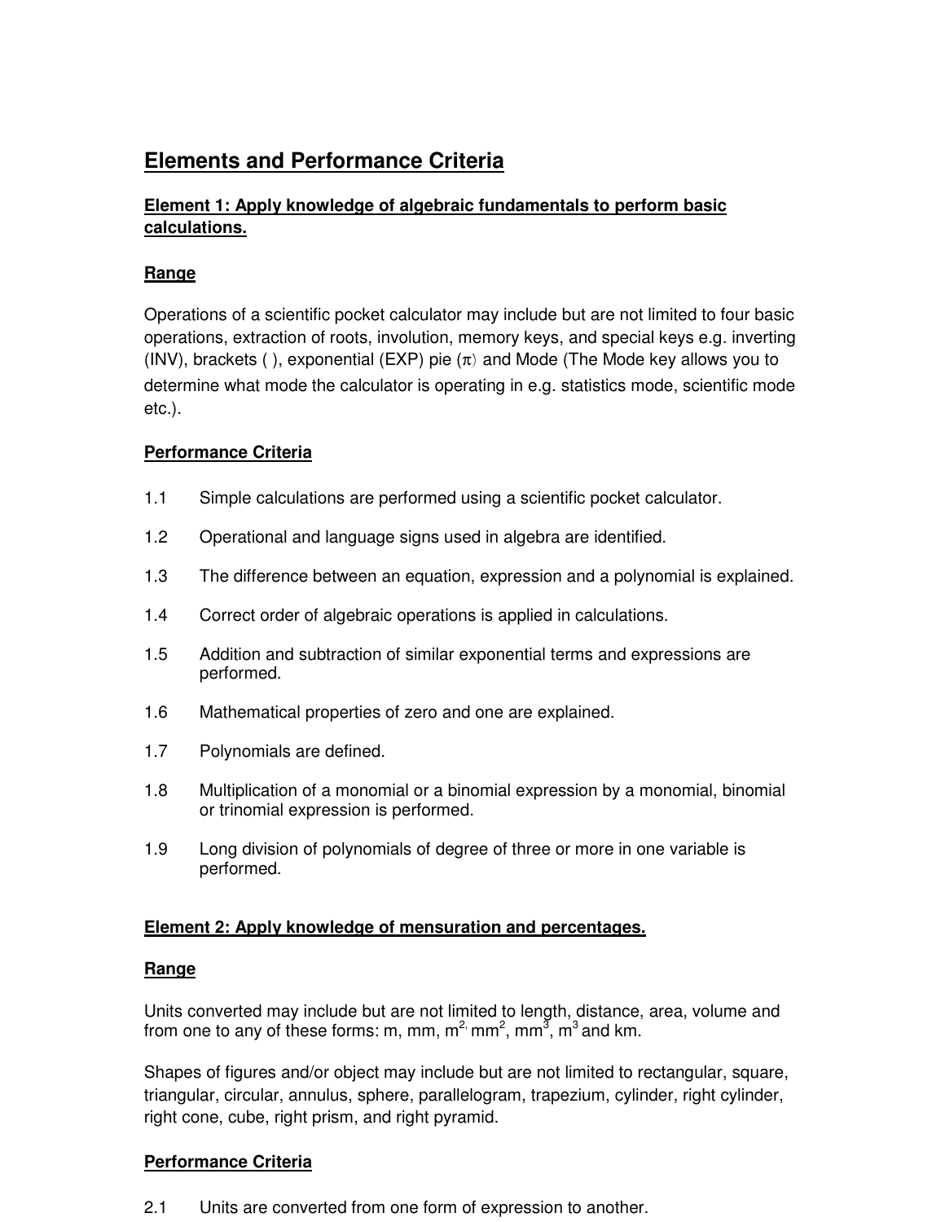## Elements and Performance Criteria

### Element 1: Apply knowledge of algebraic fundamentals to perform basic calculations.

**Range**

Operations of a scientific pocket calculator may include but are not limited to four basic operations, extraction of roots, involution, memory keys, and special keys e.g. inverting (INV), brackets ( ), exponential (EXP) pie ($\pi$) and Mode (The Mode key allows you to determine what mode the calculator is operating in e.g. statistics mode, scientific mode etc.).

**Performance Criteria**

1.1 Simple calculations are performed using a scientific pocket calculator.

1.2 Operational and language signs used in algebra are identified.

1.3 The difference between an equation, expression and a polynomial is explained.

1.4 Correct order of algebraic operations is applied in calculations.

1.5 Addition and subtraction of similar exponential terms and expressions are performed.

1.6 Mathematical properties of zero and one are explained.

1.7 Polynomials are defined.

1.8 Multiplication of a monomial or a binomial expression by a monomial, binomial or trinomial expression is performed.

1.9 Long division of polynomials of degree of three or more in one variable is performed.

### Element 2: Apply knowledge of mensuration and percentages.

**Range**

Units converted may include but are not limited to length, distance, area, volume and from one to any of these forms: m, mm, $m^2$, $mm^2$, $mm^3$, $m^3$ and km.

Shapes of figures and/or object may include but are not limited to rectangular, square, triangular, circular, annulus, sphere, parallelogram, trapezium, cylinder, right cylinder, right cone, cube, right prism, and right pyramid.

**Performance Criteria**

2.1 Units are converted from one form of expression to another.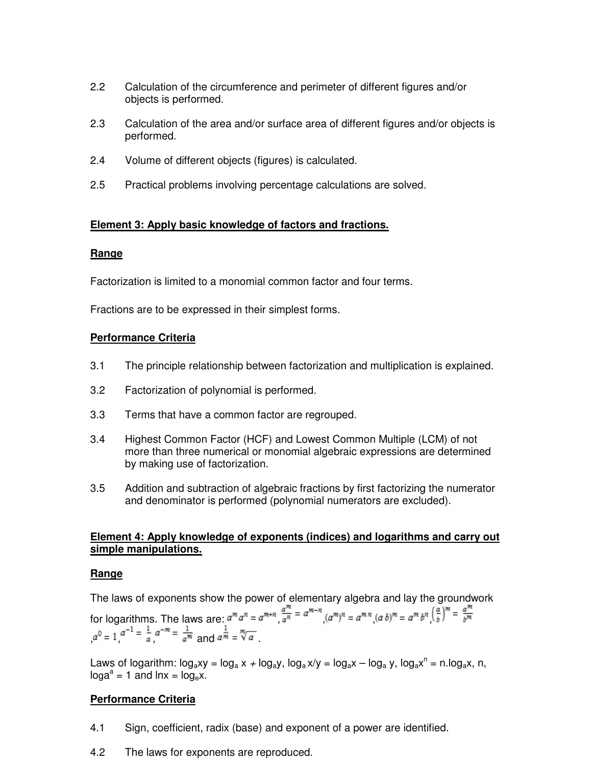2.2 Calculation of the circumference and perimeter of different figures and/or objects is performed.

2.3 Calculation of the area and/or surface area of different figures and/or objects is performed.

2.4 Volume of different objects (figures) is calculated.

2.5 Practical problems involving percentage calculations are solved.

**Element 3: Apply basic knowledge of factors and fractions.**

**Range**

Factorization is limited to a monomial common factor and four terms.

Fractions are to be expressed in their simplest forms.

**Performance Criteria**

3.1 The principle relationship between factorization and multiplication is explained.

3.2 Factorization of polynomial is performed.

3.3 Terms that have a common factor are regrouped.

3.4 Highest Common Factor (HCF) and Lowest Common Multiple (LCM) of not more than three numerical or monomial algebraic expressions are determined by making use of factorization.

3.5 Addition and subtraction of algebraic fractions by first factorizing the numerator and denominator is performed (polynomial numerators are excluded).

**Element 4: Apply knowledge of exponents (indices) and logarithms and carry out simple manipulations.**

**Range**

The laws of exponents show the power of elementary algebra and lay the groundwork for logarithms. The laws are: $a^m a^n = a^{m+n}$, $\frac{a^m}{a^n} = a^{m-n}$, $(a^m)^n = a^{mn}$, $(ab)^m = a^m b^n$, $\left(\frac{a}{b}\right)^m = \frac{a^m}{b^m}$, $a^0 = 1$, $a^{-1} = \frac{1}{a}$, $a^{-m} = \frac{1}{a^m}$ and $a^{\frac{1}{m}} = \sqrt[m]{a}$.

Laws of logarithm: $\log_a xy = \log_a x + \log_a y$, $\log_a x/y = \log_a x - \log_a y$, $\log_a x^n = n.\log_a x$, n, $\log a^a = 1$ and $\ln x = \log_e x$.

**Performance Criteria**

4.1 Sign, coefficient, radix (base) and exponent of a power are identified.

4.2 The laws for exponents are reproduced.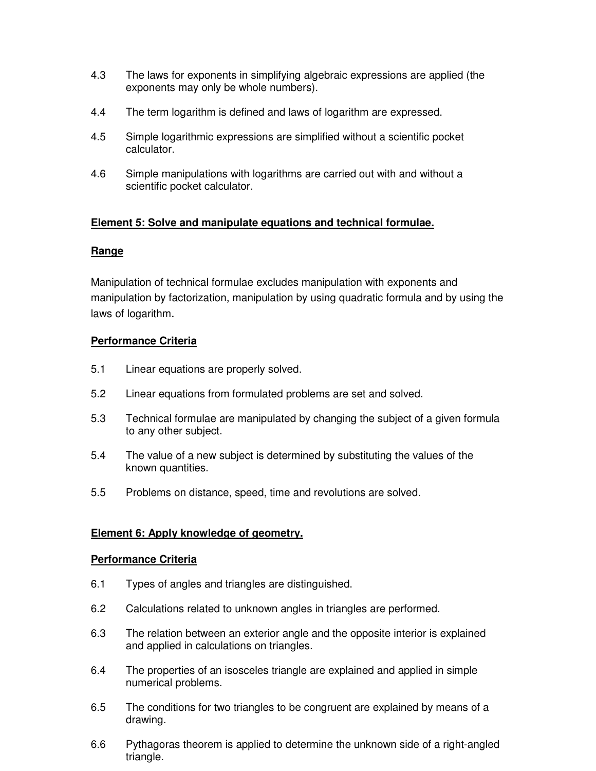4.3 The laws for exponents in simplifying algebraic expressions are applied (the exponents may only be whole numbers).

4.4 The term logarithm is defined and laws of logarithm are expressed.

4.5 Simple logarithmic expressions are simplified without a scientific pocket calculator.

4.6 Simple manipulations with logarithms are carried out with and without a scientific pocket calculator.

**Element 5: Solve and manipulate equations and technical formulae.**

**Range**

Manipulation of technical formulae excludes manipulation with exponents and manipulation by factorization, manipulation by using quadratic formula and by using the laws of logarithm.

**Performance Criteria**

5.1 Linear equations are properly solved.

5.2 Linear equations from formulated problems are set and solved.

5.3 Technical formulae are manipulated by changing the subject of a given formula to any other subject.

5.4 The value of a new subject is determined by substituting the values of the known quantities.

5.5 Problems on distance, speed, time and revolutions are solved.

**Element 6: Apply knowledge of geometry.**

**Performance Criteria**

6.1 Types of angles and triangles are distinguished.

6.2 Calculations related to unknown angles in triangles are performed.

6.3 The relation between an exterior angle and the opposite interior is explained and applied in calculations on triangles.

6.4 The properties of an isosceles triangle are explained and applied in simple numerical problems.

6.5 The conditions for two triangles to be congruent are explained by means of a drawing.

6.6 Pythagoras theorem is applied to determine the unknown side of a right-angled triangle.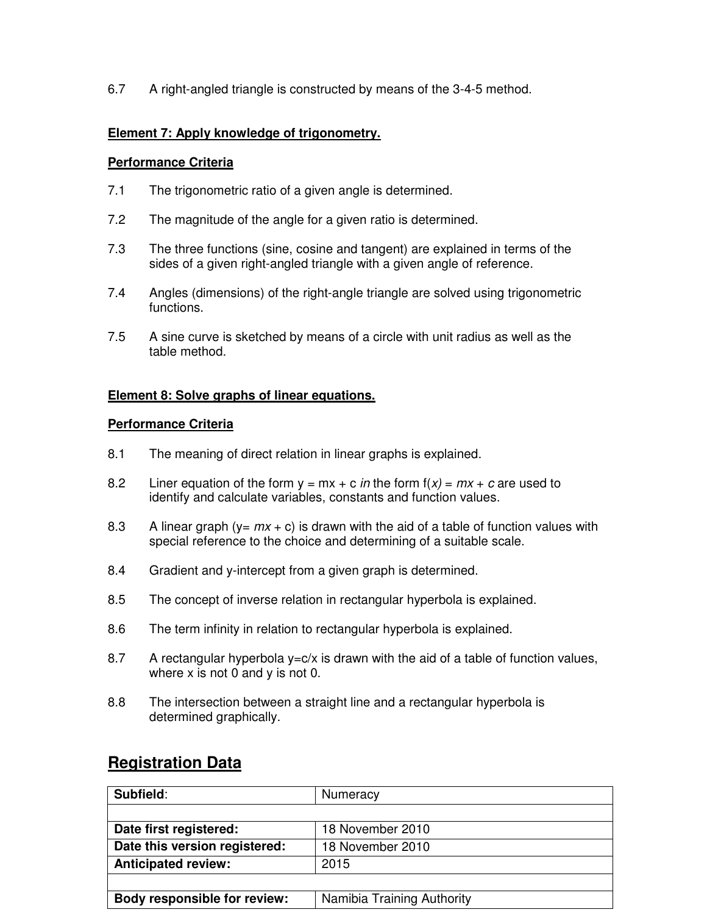6.7 A right-angled triangle is constructed by means of the 3-4-5 method.

**Element 7: Apply knowledge of trigonometry.**

**Performance Criteria**

7.1 The trigonometric ratio of a given angle is determined.

7.2 The magnitude of the angle for a given ratio is determined.

7.3 The three functions (sine, cosine and tangent) are explained in terms of the sides of a given right-angled triangle with a given angle of reference.

7.4 Angles (dimensions) of the right-angle triangle are solved using trigonometric functions.

7.5 A sine curve is sketched by means of a circle with unit radius as well as the table method.

**Element 8: Solve graphs of linear equations.**

**Performance Criteria**

8.1 The meaning of direct relation in linear graphs is explained.

8.2 Liner equation of the form $y = mx + c$ *in* the form $f(x) = mx + c$ are used to identify and calculate variables, constants and function values.

8.3 A linear graph ($y = mx + c$) is drawn with the aid of a table of function values with special reference to the choice and determining of a suitable scale.

8.4 Gradient and y-intercept from a given graph is determined.

8.5 The concept of inverse relation in rectangular hyperbola is explained.

8.6 The term infinity in relation to rectangular hyperbola is explained.

8.7 A rectangular hyperbola $y=c/x$ is drawn with the aid of a table of function values, where x is not 0 and y is not 0.

8.8 The intersection between a straight line and a rectangular hyperbola is determined graphically.

## Registration Data

| | |
|---|---|
| **Subfield**: | Numeracy |
| | |
| **Date first registered:** | 18 November 2010 |
| **Date this version registered:** | 18 November 2010 |
| **Anticipated review:** | 2015 |
| | |
| **Body responsible for review:** | Namibia Training Authority |